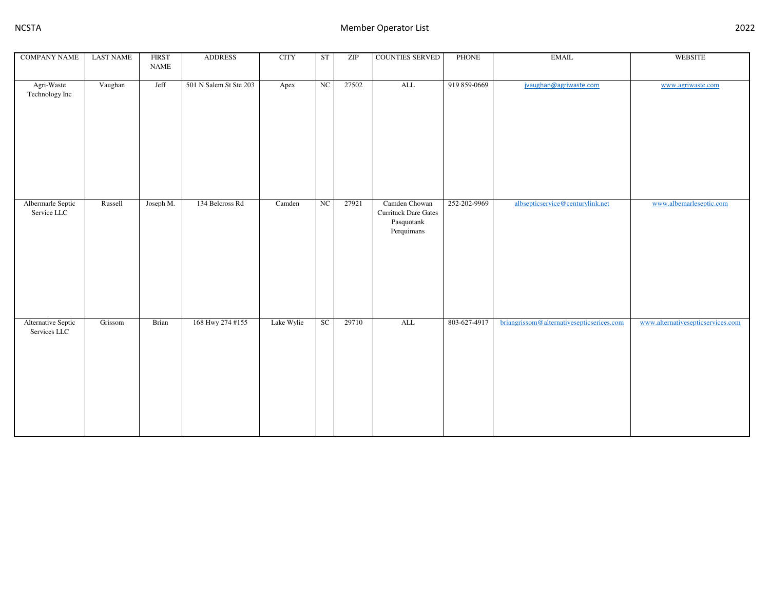| COMPANY NAME | LAST NAME | FIRST NAME | ADDRESS | CITY | ST | ZIP | COUNTIES SERVED | PHONE | EMAIL | WEBSITE |
|---|---|---|---|---|---|---|---|---|---|---|
| Agri-Waste Technology Inc | Vaughan | Jeff | 501 N Salem St Ste 203 | Apex | NC | 27502 | ALL | 919 859-0669 | jvaughan@agriwaste.com | www.agriwaste.com |
| Albermarle Septic Service LLC | Russell | Joseph M. | 134 Belcross Rd | Camden | NC | 27921 | Camden Chowan Currituck Dare Gates Pasquotank Perquimans | 252-202-9969 | albsepticservice@centurylink.net | www.albemarleseptic.com |
| Alternative Septic Services LLC | Grissom | Brian | 168 Hwy 274 #155 | Lake Wylie | SC | 29710 | ALL | 803-627-4917 | briangrissom@alternativesepticserices.com | www.alternativesepticservices.com |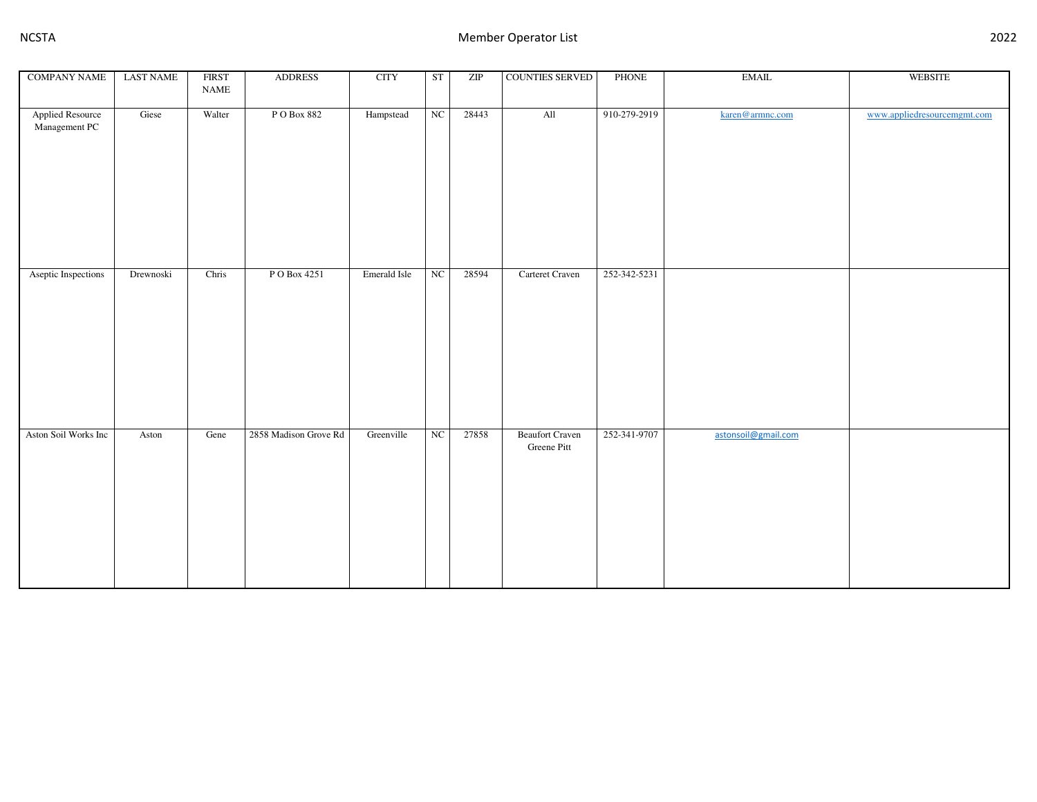| COMPANY NAME | LAST NAME | FIRST NAME | ADDRESS | CITY | ST | ZIP | COUNTIES SERVED | PHONE | EMAIL | WEBSITE |
|---|---|---|---|---|---|---|---|---|---|---|
| Applied Resource Management PC | Giese | Walter | P O Box 882 | Hampstead | NC | 28443 | All | 910-279-2919 | karen@armnc.com | www.appliedresourcemgmt.com |
| Aseptic Inspections | Drewnoski | Chris | P O Box 4251 | Emerald Isle | NC | 28594 | Carteret Craven | 252-342-5231 | | |
| Aston Soil Works Inc | Aston | Gene | 2858 Madison Grove Rd | Greenville | NC | 27858 | Beaufort Craven Greene Pitt | 252-341-9707 | astonsoil@gmail.com | |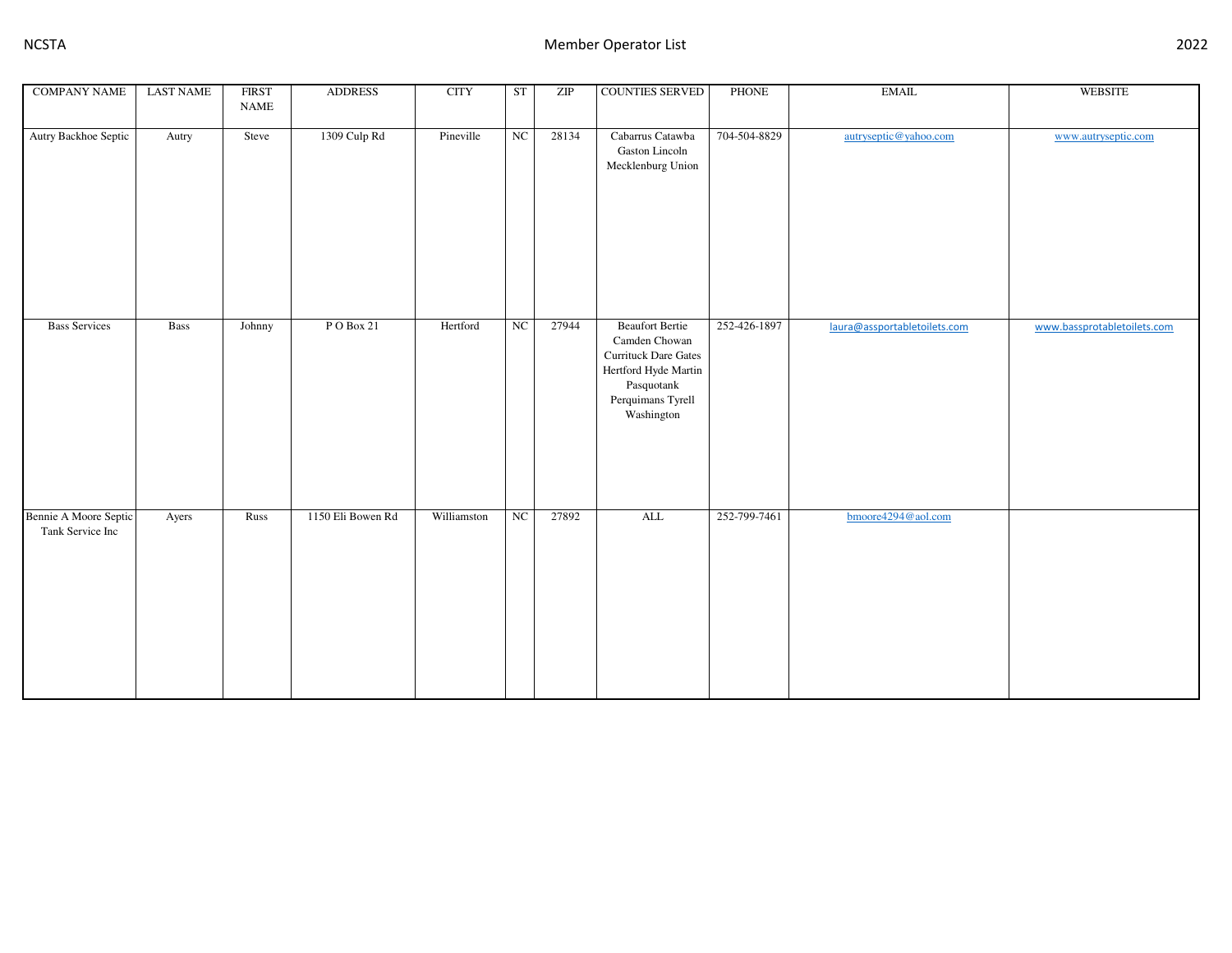| COMPANY NAME | LAST NAME | FIRST NAME | ADDRESS | CITY | ST | ZIP | COUNTIES SERVED | PHONE | EMAIL | WEBSITE |
|---|---|---|---|---|---|---|---|---|---|---|
| Autry Backhoe Septic | Autry | Steve | 1309 Culp Rd | Pineville | NC | 28134 | Cabarrus Catawba Gaston Lincoln Mecklenburg Union | 704-504-8829 | autryseptic@yahoo.com | www.autryseptic.com |
| Bass Services | Bass | Johnny | P O Box 21 | Hertford | NC | 27944 | Beaufort Bertie Camden Chowan Currituck Dare Gates Hertford Hyde Martin Pasquotank Perquimans Tyrell Washington | 252-426-1897 | laura@assportabletoilets.com | www.bassprotabletoilets.com |
| Bennie A Moore Septic Tank Service Inc | Ayers | Russ | 1150 Eli Bowen Rd | Williamston | NC | 27892 | ALL | 252-799-7461 | bmoore4294@aol.com | |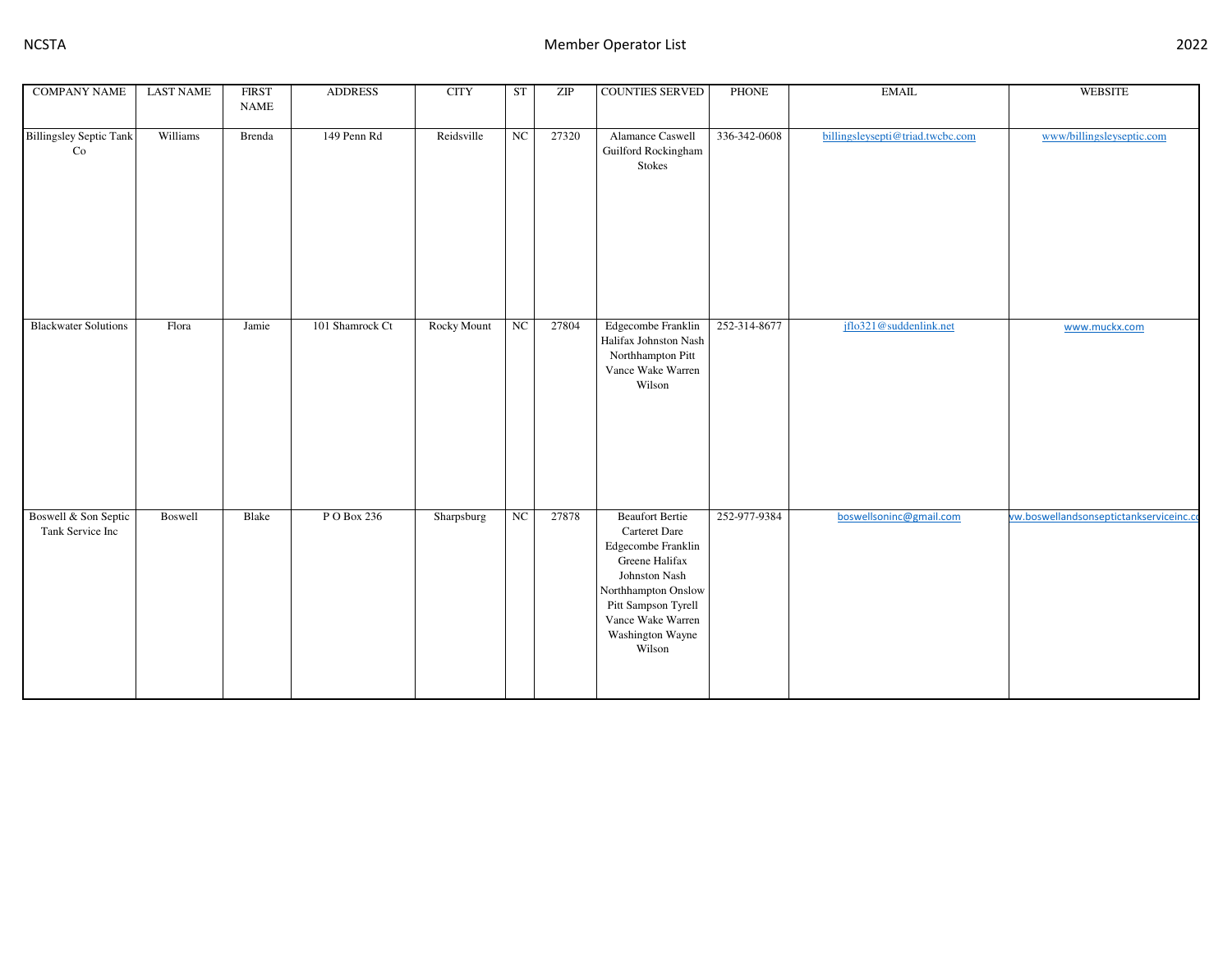| COMPANY NAME | LAST NAME | FIRST NAME | ADDRESS | CITY | ST | ZIP | COUNTIES SERVED | PHONE | EMAIL | WEBSITE |
|---|---|---|---|---|---|---|---|---|---|---|
| Billingsley Septic Tank Co | Williams | Brenda | 149 Penn Rd | Reidsville | NC | 27320 | Alamance Caswell Guilford Rockingham Stokes | 336-342-0608 | billingsleysepti@triad.twcbc.com | www/billingsleyseptic.com |
| Blackwater Solutions | Flora | Jamie | 101 Shamrock Ct | Rocky Mount | NC | 27804 | Edgecombe Franklin Halifax Johnston Nash Northhampton Pitt Vance Wake Warren Wilson | 252-314-8677 | jflo321@suddenlink.net | www.muckx.com |
| Boswell & Son Septic Tank Service Inc | Boswell | Blake | P O Box 236 | Sharpsburg | NC | 27878 | Beaufort Bertie Carteret Dare Edgecombe Franklin Greene Halifax Johnston Nash Northhampton Onslow Pitt Sampson Tyrell Vance Wake Warren Washington Wayne Wilson | 252-977-9384 | boswellsoninc@gmail.com | vw.boswellandsonseptictankserviceinc.co |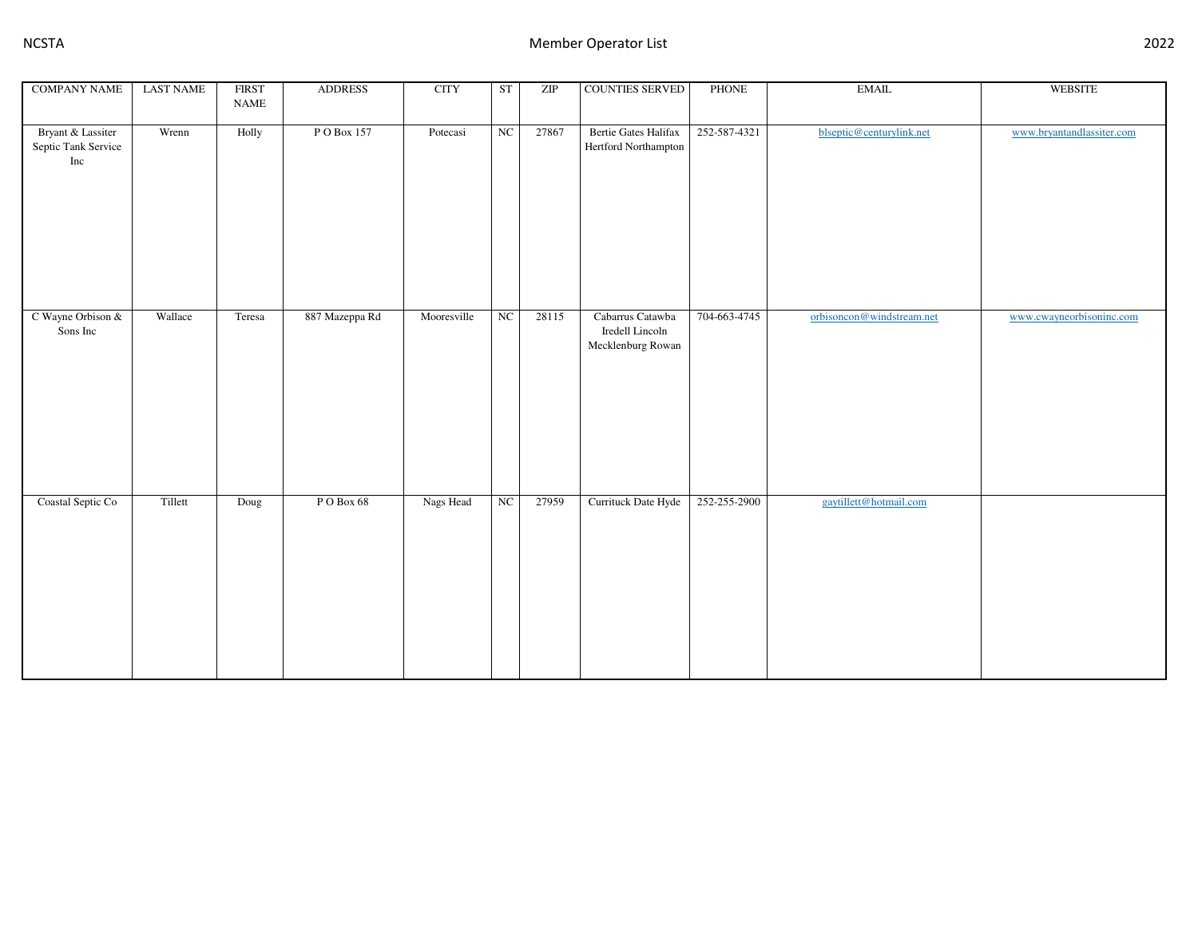| COMPANY NAME | LAST NAME | FIRST NAME | ADDRESS | CITY | ST | ZIP | COUNTIES SERVED | PHONE | EMAIL | WEBSITE |
|---|---|---|---|---|---|---|---|---|---|---|
| Bryant & Lassiter Septic Tank Service Inc | Wrenn | Holly | P O Box 157 | Potecasi | NC | 27867 | Bertie Gates Halifax Hertford Northampton | 252-587-4321 | blseptic@centurylink.net | www.bryantandlassiter.com |
| C Wayne Orbison & Sons Inc | Wallace | Teresa | 887 Mazeppa Rd | Mooresville | NC | 28115 | Cabarrus Catawba Iredell Lincoln Mecklenburg Rowan | 704-663-4745 | orbisoncon@windstream.net | www.cwayneorbisoninc.com |
| Coastal Septic Co | Tillett | Doug | P O Box 68 | Nags Head | NC | 27959 | Currituck Date Hyde | 252-255-2900 | gaytillett@hotmail.com | |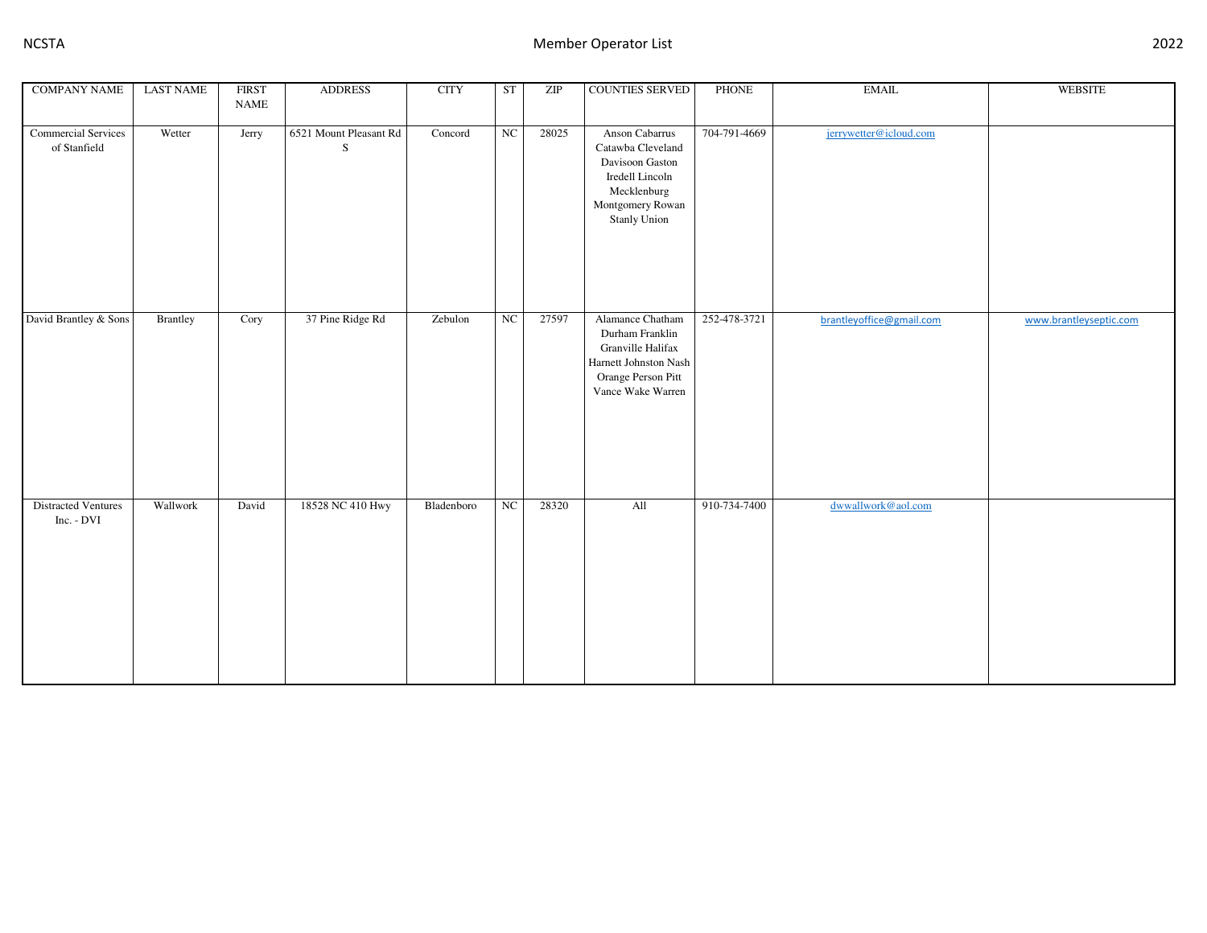| COMPANY NAME | LAST NAME | FIRST NAME | ADDRESS | CITY | ST | ZIP | COUNTIES SERVED | PHONE | EMAIL | WEBSITE |
|---|---|---|---|---|---|---|---|---|---|---|
| Commercial Services of Stanfield | Wetter | Jerry | 6521 Mount Pleasant Rd S | Concord | NC | 28025 | Anson Cabarrus Catawba Cleveland Davisoon Gaston Iredell Lincoln Mecklenburg Montgomery Rowan Stanly Union | 704-791-4669 | jerrywetter@icloud.com | |
| David Brantley & Sons | Brantley | Cory | 37 Pine Ridge Rd | Zebulon | NC | 27597 | Alamance Chatham Durham Franklin Granville Halifax Harnett Johnston Nash Orange Person Pitt Vance Wake Warren | 252-478-3721 | brantleyoffice@gmail.com | www.brantleyseptic.com |
| Distracted Ventures Inc. - DVI | Wallwork | David | 18528 NC 410 Hwy | Bladenboro | NC | 28320 | All | 910-734-7400 | dwwallwork@aol.com | |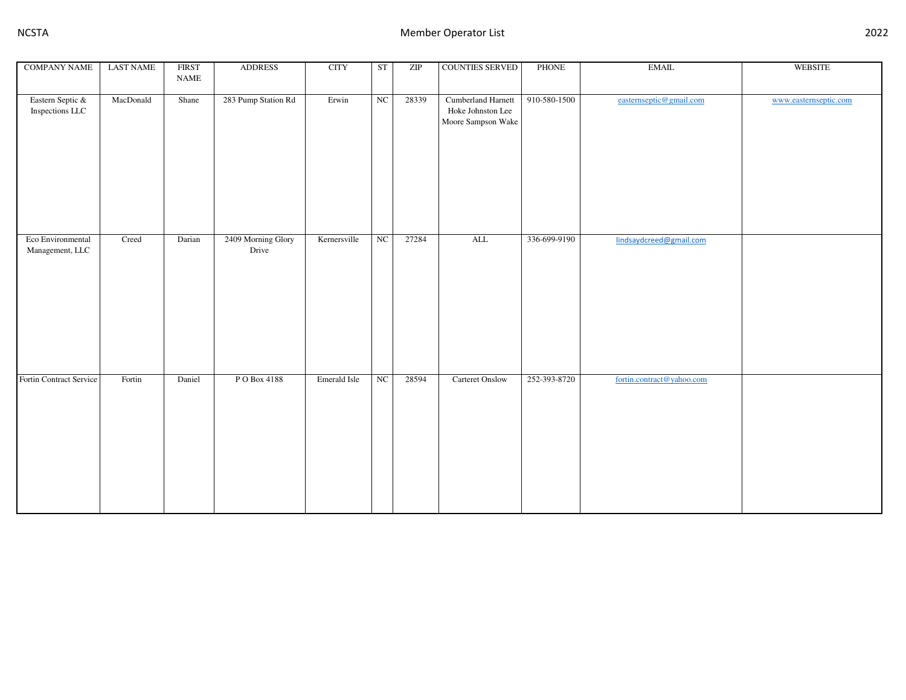| COMPANY NAME | LAST NAME | FIRST NAME | ADDRESS | CITY | ST | ZIP | COUNTIES SERVED | PHONE | EMAIL | WEBSITE |
|---|---|---|---|---|---|---|---|---|---|---|
| Eastern Septic & Inspections LLC | MacDonald | Shane | 283 Pump Station Rd | Erwin | NC | 28339 | Cumberland Harnett Hoke Johnston Lee Moore Sampson Wake | 910-580-1500 | easternseptic@gmail.com | www.easternseptic.com |
| Eco Environmental Management, LLC | Creed | Darian | 2409 Morning Glory Drive | Kernersville | NC | 27284 | ALL | 336-699-9190 | lindsaydcreed@gmail.com | |
| Fortin Contract Service | Fortin | Daniel | P O Box 4188 | Emerald Isle | NC | 28594 | Carteret Onslow | 252-393-8720 | fortin.contract@yahoo.com | |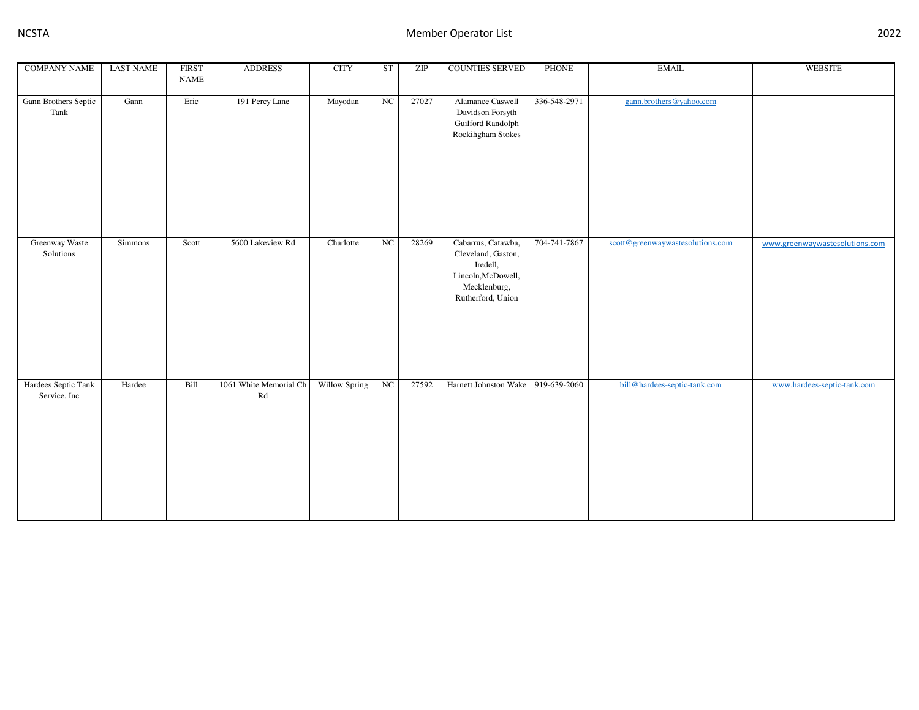| COMPANY NAME | LAST NAME | FIRST NAME | ADDRESS | CITY | ST | ZIP | COUNTIES SERVED | PHONE | EMAIL | WEBSITE |
|---|---|---|---|---|---|---|---|---|---|---|
| Gann Brothers Septic Tank | Gann | Eric | 191 Percy Lane | Mayodan | NC | 27027 | Alamance Caswell Davidson Forsyth Guilford Randolph Rockihgham Stokes | 336-548-2971 | gann.brothers@yahoo.com | |
| Greenway Waste Solutions | Simmons | Scott | 5600 Lakeview Rd | Charlotte | NC | 28269 | Cabarrus, Catawba, Cleveland, Gaston, Iredell, Lincoln,McDowell, Mecklenburg, Rutherford, Union | 704-741-7867 | scott@greenwaywastesolutions.com | www.greenwaywastesolutions.com |
| Hardees Septic Tank Service. Inc | Hardee | Bill | 1061 White Memorial Ch Rd | Willow Spring | NC | 27592 | Harnett Johnston Wake | 919-639-2060 | bill@hardees-septic-tank.com | www.hardees-septic-tank.com |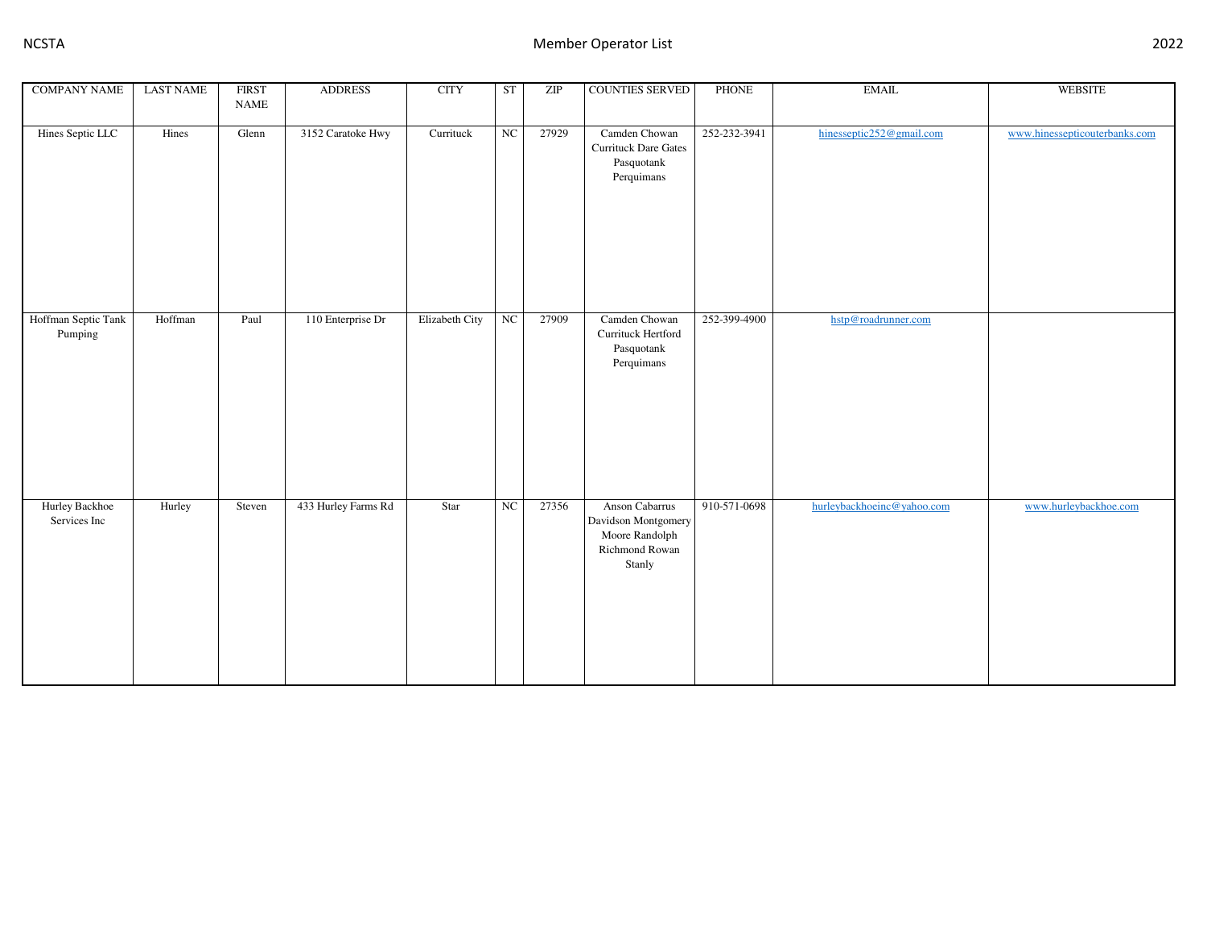| COMPANY NAME | LAST NAME | FIRST NAME | ADDRESS | CITY | ST | ZIP | COUNTIES SERVED | PHONE | EMAIL | WEBSITE |
|---|---|---|---|---|---|---|---|---|---|---|
| Hines Septic LLC | Hines | Glenn | 3152 Caratoke Hwy | Currituck | NC | 27929 | Camden Chowan Currituck Dare Gates Pasquotank Perquimans | 252-232-3941 | hinesseptic252@gmail.com | www.hinessepticouterbanks.com |
| Hoffman Septic Tank Pumping | Hoffman | Paul | 110 Enterprise Dr | Elizabeth City | NC | 27909 | Camden Chowan Currituck Hertford Pasquotank Perquimans | 252-399-4900 | hstp@roadrunner.com | |
| Hurley Backhoe Services Inc | Hurley | Steven | 433 Hurley Farms Rd | Star | NC | 27356 | Anson Cabarrus Davidson Montgomery Moore Randolph Richmond Rowan Stanly | 910-571-0698 | hurleybackhoeinc@yahoo.com | www.hurleybackhoe.com |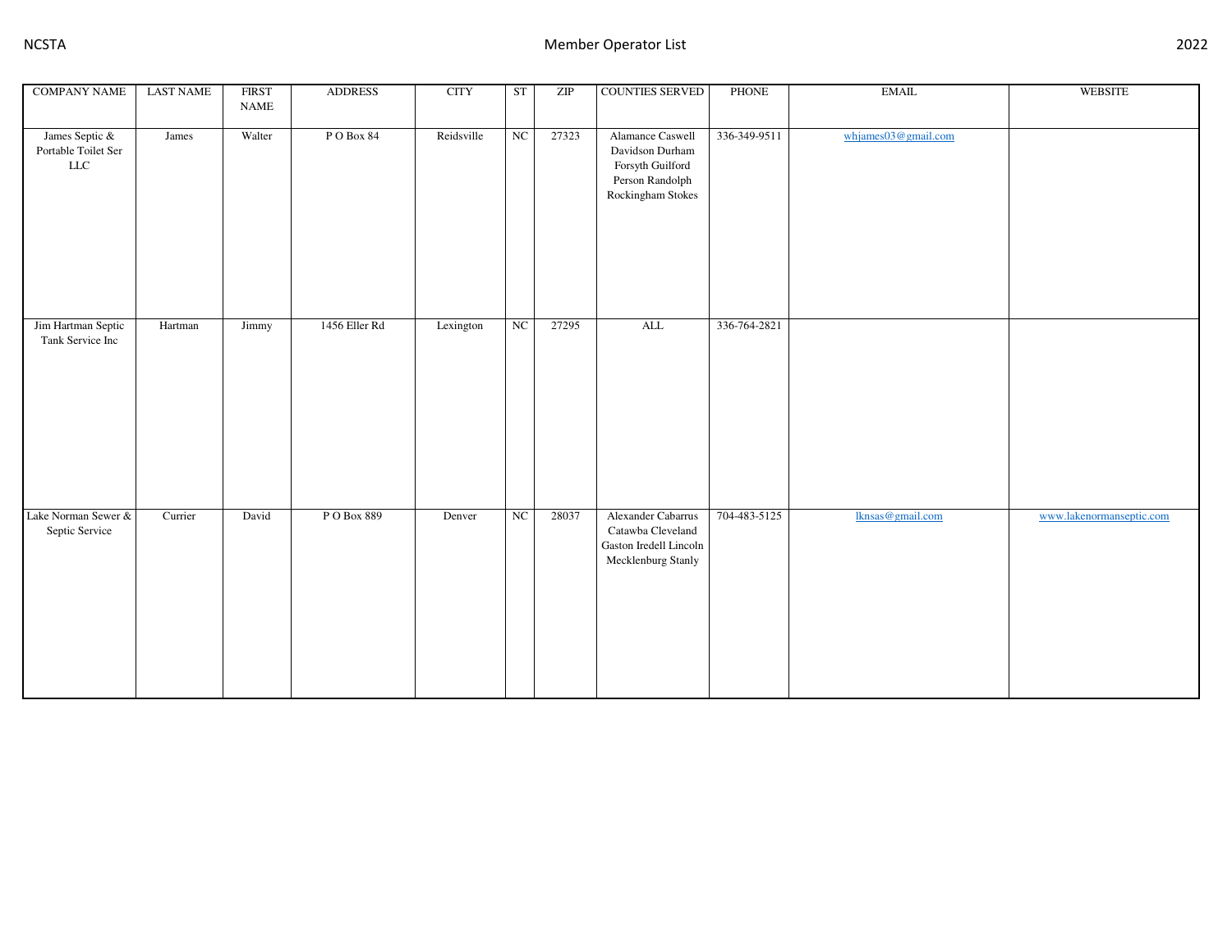| COMPANY NAME | LAST NAME | FIRST NAME | ADDRESS | CITY | ST | ZIP | COUNTIES SERVED | PHONE | EMAIL | WEBSITE |
|---|---|---|---|---|---|---|---|---|---|---|
| James Septic & Portable Toilet Ser LLC | James | Walter | P O Box 84 | Reidsville | NC | 27323 | Alamance Caswell Davidson Durham Forsyth Guilford Person Randolph Rockingham Stokes | 336-349-9511 | whjames03@gmail.com | |
| Jim Hartman Septic Tank Service Inc | Hartman | Jimmy | 1456 Eller Rd | Lexington | NC | 27295 | ALL | 336-764-2821 | | |
| Lake Norman Sewer & Septic Service | Currier | David | P O Box 889 | Denver | NC | 28037 | Alexander Cabarrus Catawba Cleveland Gaston Iredell Lincoln Mecklenburg Stanly | 704-483-5125 | lknsas@gmail.com | www.lakenormanseptic.com |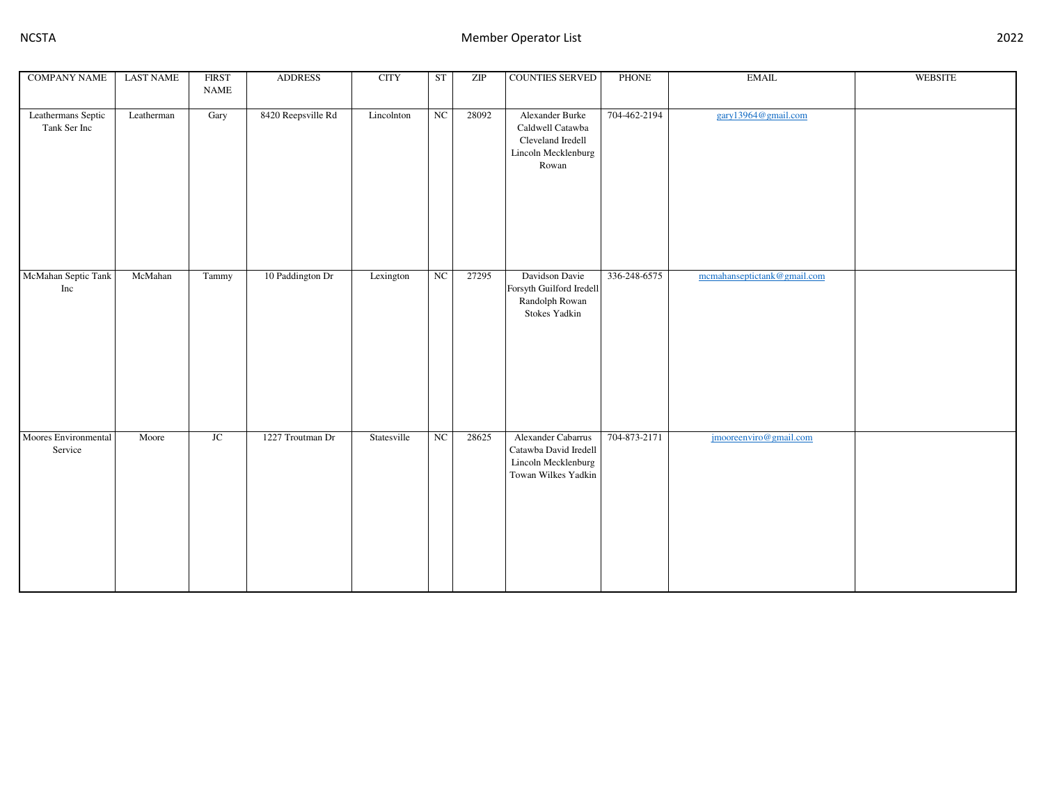| COMPANY NAME | LAST NAME | FIRST NAME | ADDRESS | CITY | ST | ZIP | COUNTIES SERVED | PHONE | EMAIL | WEBSITE |
|---|---|---|---|---|---|---|---|---|---|---|
| Leathermans Septic Tank Ser Inc | Leatherman | Gary | 8420 Reepsville Rd | Lincolnton | NC | 28092 | Alexander Burke Caldwell Catawba Cleveland Iredell Lincoln Mecklenburg Rowan | 704-462-2194 | gary13964@gmail.com | |
| McMahan Septic Tank Inc | McMahan | Tammy | 10 Paddington Dr | Lexington | NC | 27295 | Davidson Davie Forsyth Guilford Iredell Randolph Rowan Stokes Yadkin | 336-248-6575 | mcmahanseptictank@gmail.com | |
| Moores Environmental Service | Moore | JC | 1227 Troutman Dr | Statesville | NC | 28625 | Alexander Cabarrus Catawba David Iredell Lincoln Mecklenburg Towan Wilkes Yadkin | 704-873-2171 | jmooreenviro@gmail.com | |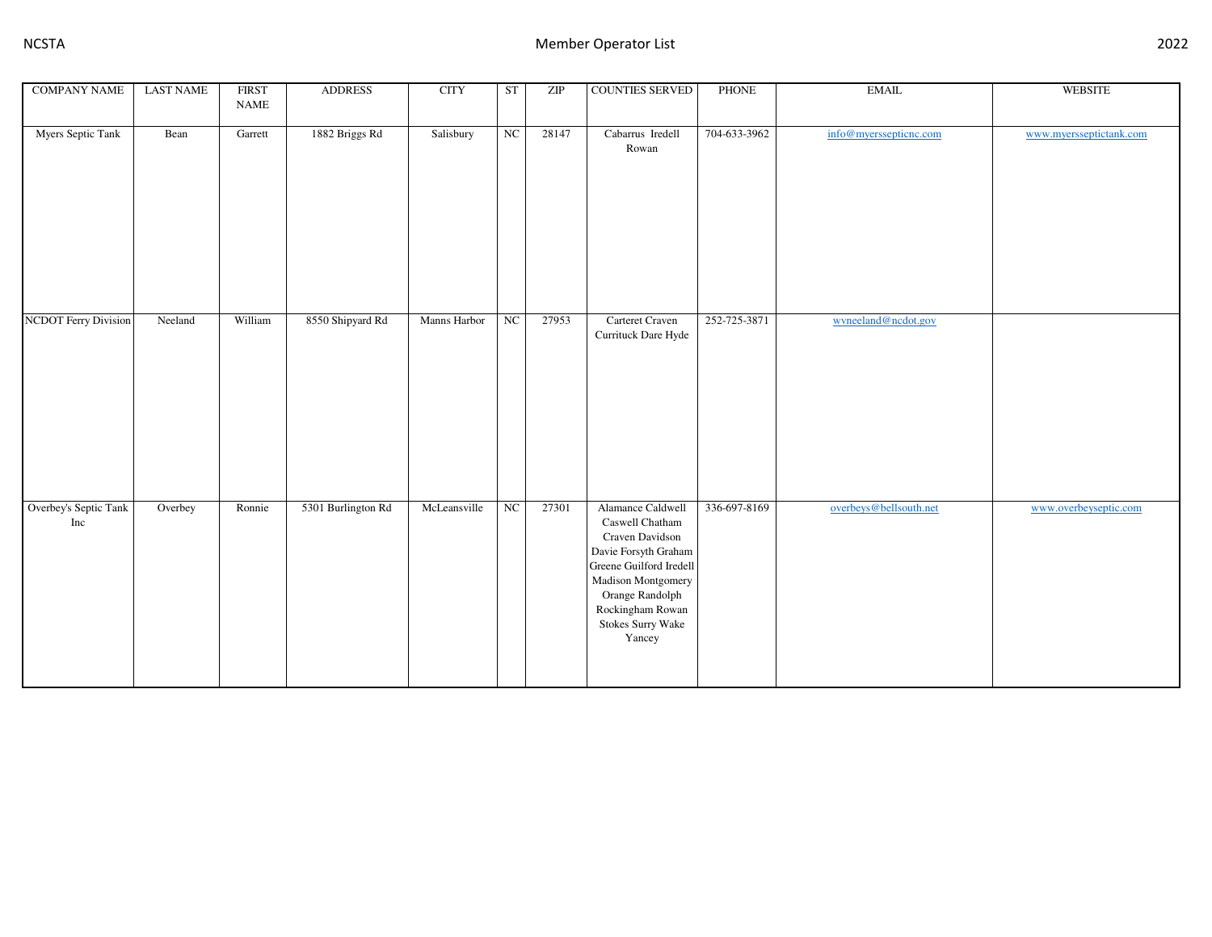| COMPANY NAME | LAST NAME | FIRST NAME | ADDRESS | CITY | ST | ZIP | COUNTIES SERVED | PHONE | EMAIL | WEBSITE |
|---|---|---|---|---|---|---|---|---|---|---|
| Myers Septic Tank | Bean | Garrett | 1882 Briggs Rd | Salisbury | NC | 28147 | Cabarrus Iredell Rowan | 704-633-3962 | info@myerssepticnc.com | www.myersseptictank.com |
| NCDOT Ferry Division | Neeland | William | 8550 Shipyard Rd | Manns Harbor | NC | 27953 | Carteret Craven Currituck Dare Hyde | 252-725-3871 | wvneeland@ncdot.gov | |
| Overbey's Septic Tank Inc | Overbey | Ronnie | 5301 Burlington Rd | McLeansville | NC | 27301 | Alamance Caldwell Caswell Chatham Craven Davidson Davie Forsyth Graham Greene Guilford Iredell Madison Montgomery Orange Randolph Rockingham Rowan Stokes Surry Wake Yancey | 336-697-8169 | overbeys@bellsouth.net | www.overbeyseptic.com |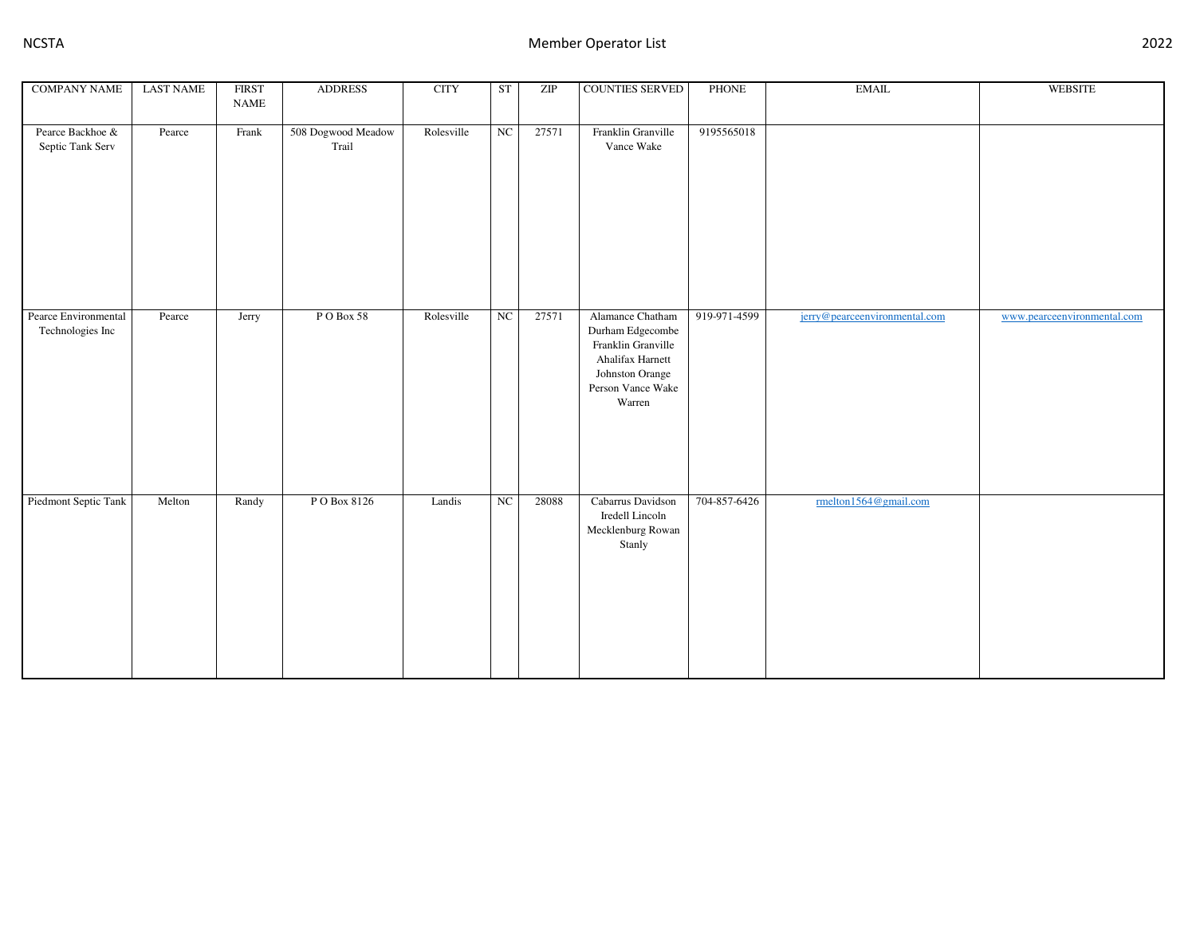| COMPANY NAME | LAST NAME | FIRST NAME | ADDRESS | CITY | ST | ZIP | COUNTIES SERVED | PHONE | EMAIL | WEBSITE |
|---|---|---|---|---|---|---|---|---|---|---|
| Pearce Backhoe & Septic Tank Serv | Pearce | Frank | 508 Dogwood Meadow Trail | Rolesville | NC | 27571 | Franklin Granville Vance Wake | 9195565018 | | |
| Pearce Environmental Technologies Inc | Pearce | Jerry | P O Box 58 | Rolesville | NC | 27571 | Alamance Chatham Durham Edgecombe Franklin Granville Ahalifax Harnett Johnston Orange Person Vance Wake Warren | 919-971-4599 | jerry@pearceenvironmental.com | www.pearceenvironmental.com |
| Piedmont Septic Tank | Melton | Randy | P O Box 8126 | Landis | NC | 28088 | Cabarrus Davidson Iredell Lincoln Mecklenburg Rowan Stanly | 704-857-6426 | rmelton1564@gmail.com | |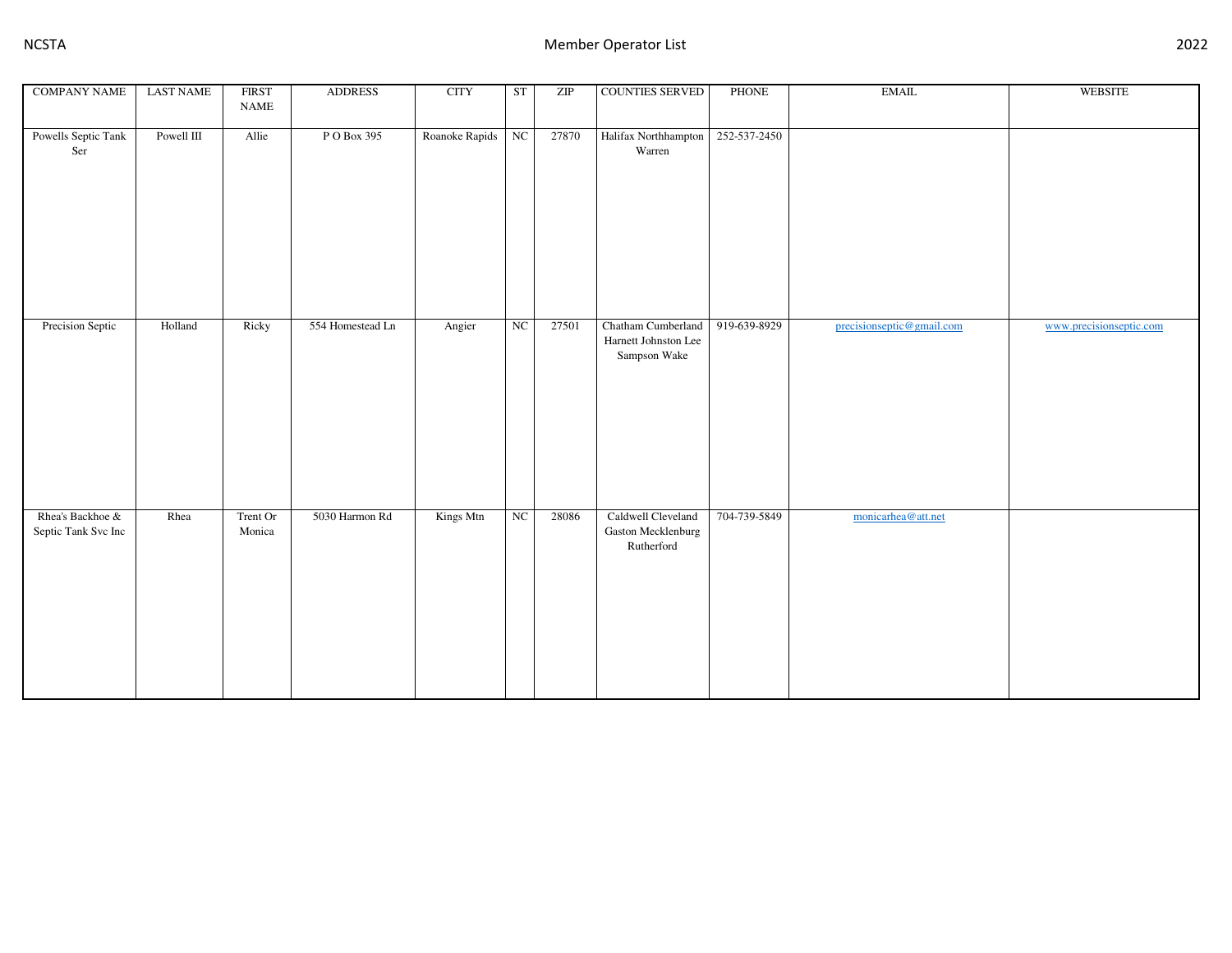| COMPANY NAME | LAST NAME | FIRST NAME | ADDRESS | CITY | ST | ZIP | COUNTIES SERVED | PHONE | EMAIL | WEBSITE |
|---|---|---|---|---|---|---|---|---|---|---|
| Powells Septic Tank Ser | Powell III | Allie | P O Box 395 | Roanoke Rapids | NC | 27870 | Halifax Northhampton Warren | 252-537-2450 | | |
| Precision Septic | Holland | Ricky | 554 Homestead Ln | Angier | NC | 27501 | Chatham Cumberland Harnett Johnston Lee Sampson Wake | 919-639-8929 | precisionseptic@gmail.com | www.precisionseptic.com |
| Rhea's Backhoe & Septic Tank Svc Inc | Rhea | Trent Or Monica | 5030 Harmon Rd | Kings Mtn | NC | 28086 | Caldwell Cleveland Gaston Mecklenburg Rutherford | 704-739-5849 | monicarhea@att.net | |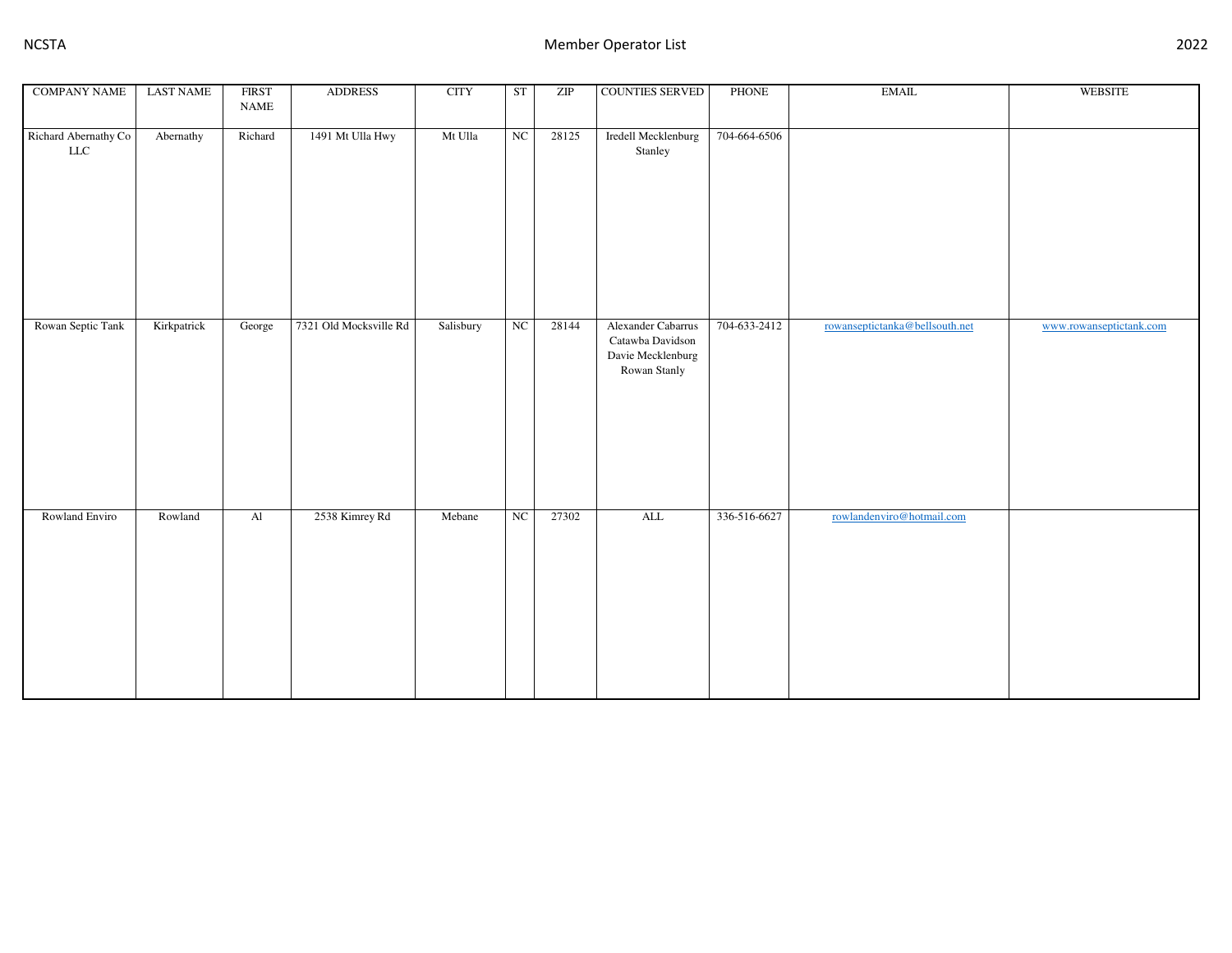| COMPANY NAME | LAST NAME | FIRST NAME | ADDRESS | CITY | ST | ZIP | COUNTIES SERVED | PHONE | EMAIL | WEBSITE |
|---|---|---|---|---|---|---|---|---|---|---|
| Richard Abernathy Co LLC | Abernathy | Richard | 1491 Mt Ulla Hwy | Mt Ulla | NC | 28125 | Iredell Mecklenburg Stanley | 704-664-6506 | | |
| Rowan Septic Tank | Kirkpatrick | George | 7321 Old Mocksville Rd | Salisbury | NC | 28144 | Alexander Cabarrus Catawba Davidson Davie Mecklenburg Rowan Stanly | 704-633-2412 | rowanseptictanka@bellsouth.net | www.rowanseptictank.com |
| Rowland Enviro | Rowland | Al | 2538 Kimrey Rd | Mebane | NC | 27302 | ALL | 336-516-6627 | rowlandenviro@hotmail.com | |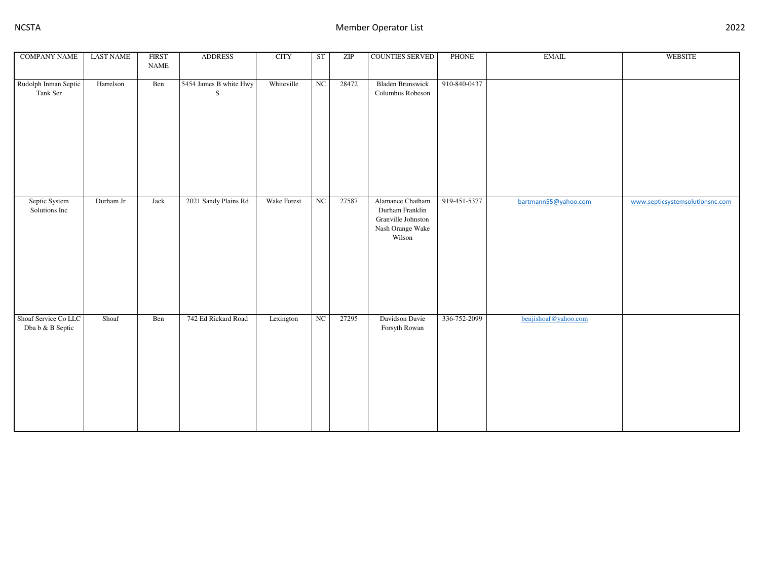| COMPANY NAME | LAST NAME | FIRST NAME | ADDRESS | CITY | ST | ZIP | COUNTIES SERVED | PHONE | EMAIL | WEBSITE |
|---|---|---|---|---|---|---|---|---|---|---|
| Rudolph Inman Septic Tank Ser | Harrelson | Ben | 5454 James B white Hwy S | Whiteville | NC | 28472 | Bladen Brunswick Columbus Robeson | 910-840-0437 | | |
| Septic System Solutions Inc | Durham Jr | Jack | 2021 Sandy Plains Rd | Wake Forest | NC | 27587 | Alamance Chatham Durham Franklin Granville Johnston Nash Orange Wake Wilson | 919-451-5377 | bartmann55@yahoo.com | www.septicsystemsolutionsnc.com |
| Shoaf Service Co LLC Dba b & B Septic | Shoaf | Ben | 742 Ed Rickard Road | Lexington | NC | 27295 | Davidson Davie Forsyth Rowan | 336-752-2099 | benjishoaf@yahoo.com | |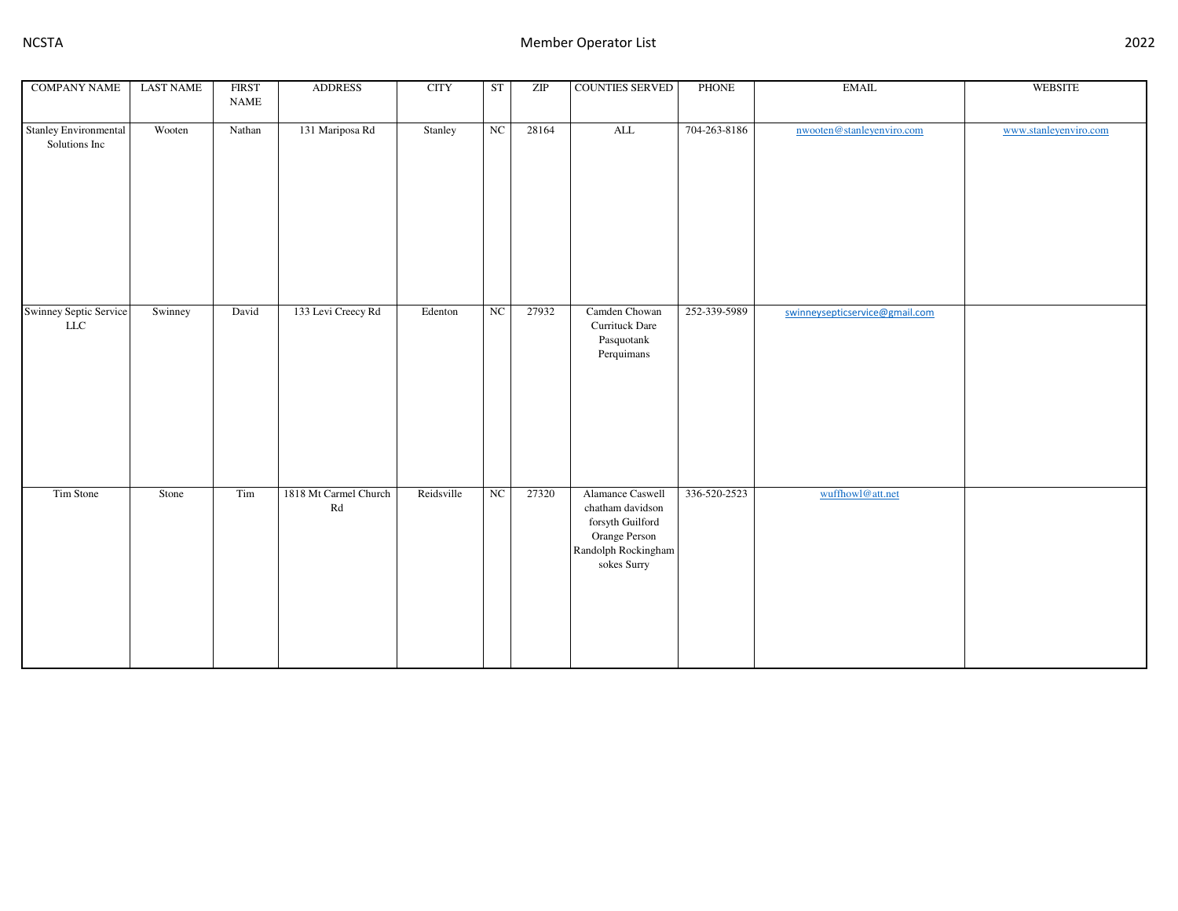| COMPANY NAME | LAST NAME | FIRST NAME | ADDRESS | CITY | ST | ZIP | COUNTIES SERVED | PHONE | EMAIL | WEBSITE |
|---|---|---|---|---|---|---|---|---|---|---|
| Stanley Environmental Solutions Inc | Wooten | Nathan | 131 Mariposa Rd | Stanley | NC | 28164 | ALL | 704-263-8186 | nwooten@stanleyenviro.com | www.stanleyenviro.com |
| Swinney Septic Service LLC | Swinney | David | 133 Levi Creecy Rd | Edenton | NC | 27932 | Camden Chowan Currituck Dare Pasquotank Perquimans | 252-339-5989 | swinneysepticservice@gmail.com | |
| Tim Stone | Stone | Tim | 1818 Mt Carmel Church Rd | Reidsville | NC | 27320 | Alamance Caswell chatham davidson forsyth Guilford Orange Person Randolph Rockingham sokes Surry | 336-520-2523 | wuffhowl@att.net | |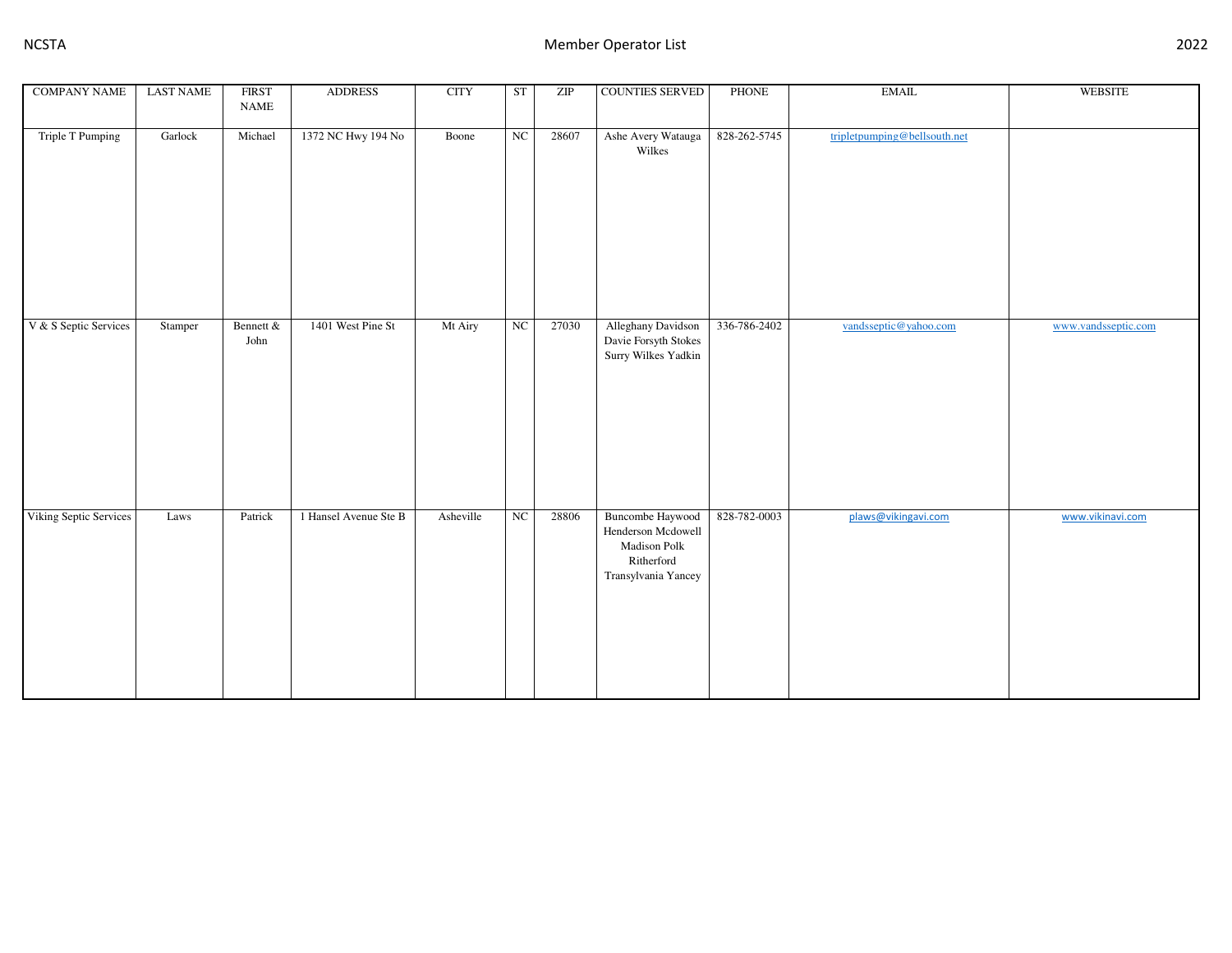| COMPANY NAME | LAST NAME | FIRST NAME | ADDRESS | CITY | ST | ZIP | COUNTIES SERVED | PHONE | EMAIL | WEBSITE |
|---|---|---|---|---|---|---|---|---|---|---|
| Triple T Pumping | Garlock | Michael | 1372 NC Hwy 194 No | Boone | NC | 28607 | Ashe Avery Watauga Wilkes | 828-262-5745 | tripletpumping@bellsouth.net | |
| V & S Septic Services | Stamper | Bennett & John | 1401 West Pine St | Mt Airy | NC | 27030 | Alleghany Davidson Davie Forsyth Stokes Surry Wilkes Yadkin | 336-786-2402 | vandsseptic@yahoo.com | www.vandsseptic.com |
| Viking Septic Services | Laws | Patrick | 1 Hansel Avenue Ste B | Asheville | NC | 28806 | Buncombe Haywood Henderson Mcdowell Madison Polk Ritherford Transylvania Yancey | 828-782-0003 | plaws@vikingavi.com | www.vikinavi.com |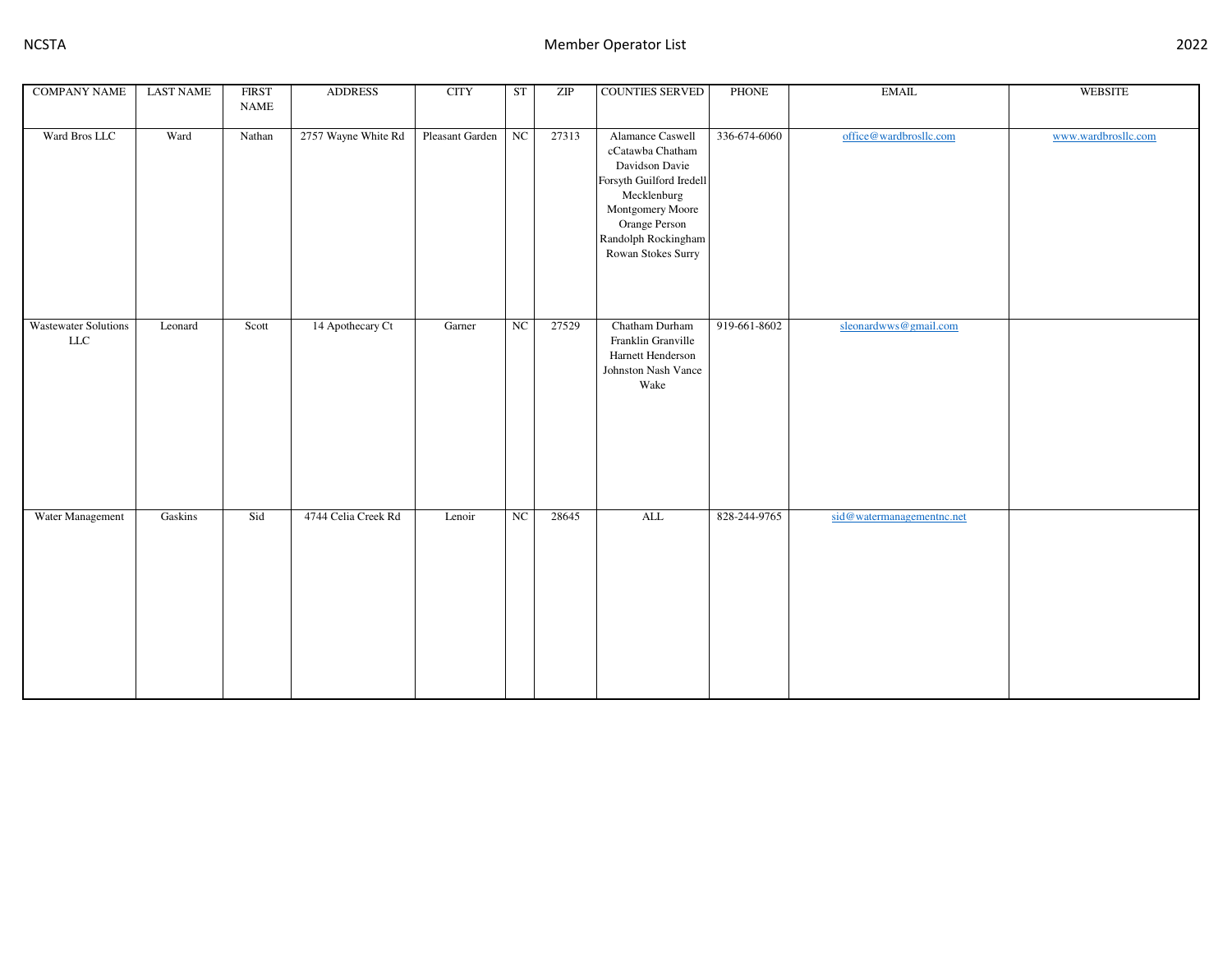| COMPANY NAME | LAST NAME | FIRST NAME | ADDRESS | CITY | ST | ZIP | COUNTIES SERVED | PHONE | EMAIL | WEBSITE |
|---|---|---|---|---|---|---|---|---|---|---|
| Ward Bros LLC | Ward | Nathan | 2757 Wayne White Rd | Pleasant Garden | NC | 27313 | Alamance Caswell cCatawba Chatham Davidson Davie Forsyth Guilford Iredell Mecklenburg Montgomery Moore Orange Person Randolph Rockingham Rowan Stokes Surry | 336-674-6060 | office@wardbrosllc.com | www.wardbrosllc.com |
| Wastewater Solutions LLC | Leonard | Scott | 14 Apothecary Ct | Garner | NC | 27529 | Chatham Durham Franklin Granville Harnett Henderson Johnston Nash Vance Wake | 919-661-8602 | sleonardwws@gmail.com | |
| Water Management | Gaskins | Sid | 4744 Celia Creek Rd | Lenoir | NC | 28645 | ALL | 828-244-9765 | sid@watermanagementnc.net | |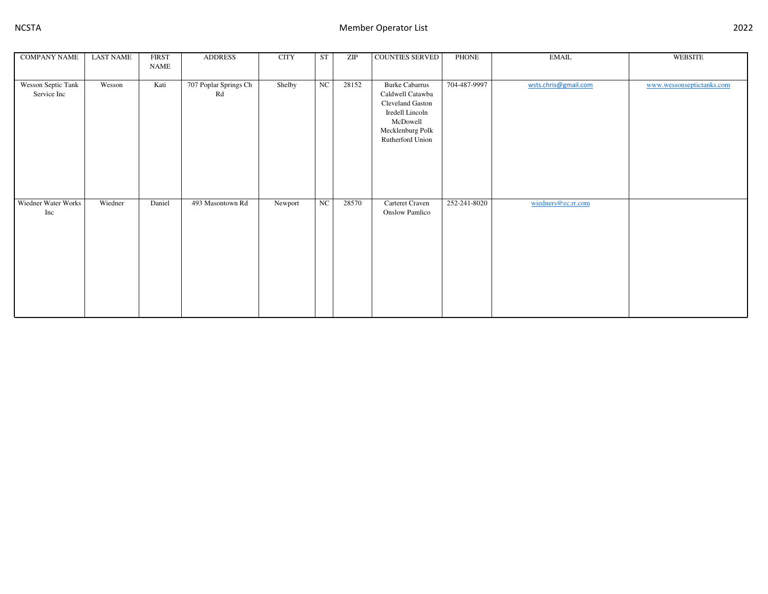| COMPANY NAME | LAST NAME | FIRST NAME | ADDRESS | CITY | ST | ZIP | COUNTIES SERVED | PHONE | EMAIL | WEBSITE |
|---|---|---|---|---|---|---|---|---|---|---|
| Wesson Septic Tank Service Inc | Wesson | Kati | 707 Poplar Springs Ch Rd | Shelby | NC | 28152 | Burke Cabarrus Caldwell Catawba Cleveland Gaston Iredell Lincoln McDowell Mecklenburg Polk Rutherford Union | 704-487-9997 | wsts.chris@gmail.com | www.wessonseptictanks.com |
| Wiedner Water Works Inc | Wiedner | Daniel | 493 Masontown Rd | Newport | NC | 28570 | Carteret Craven Onslow Pamlico | 252-241-8020 | wiedners@ec.rr.com | |